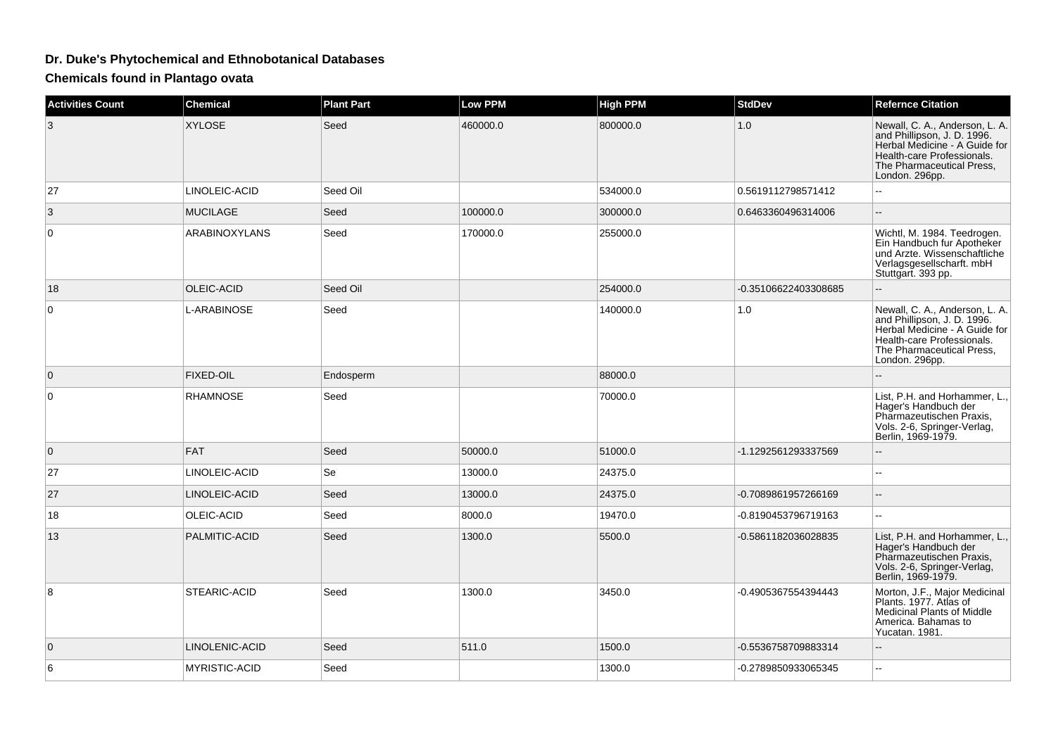# Dr. Duke's Phytochemical and Ethnobotanical Databases

## Chemicals found in Plantago ovata

| Activities Count | Chemical | Plant Part | Low PPM | High PPM | StdDev | Refernce Citation |
| --- | --- | --- | --- | --- | --- | --- |
| 3 | XYLOSE | Seed | 460000.0 | 800000.0 | 1.0 | Newall, C. A., Anderson, L. A. and Phillipson, J. D. 1996. Herbal Medicine - A Guide for Health-care Professionals. The Pharmaceutical Press, London. 296pp. |
| 27 | LINOLEIC-ACID | Seed Oil | | 534000.0 | 0.5619112798571412 | -- |
| 3 | MUCILAGE | Seed | 100000.0 | 300000.0 | 0.6463360496314006 | -- |
| 0 | ARABINOXYLANS | Seed | 170000.0 | 255000.0 | | Wichtl, M. 1984. Teedrogen. Ein Handbuch fur Apotheker und Arzte. Wissenschaftliche Verlagsgesellscharft. mbH Stuttgart. 393 pp. |
| 18 | OLEIC-ACID | Seed Oil | | 254000.0 | -0.35106622403308685 | -- |
| 0 | L-ARABINOSE | Seed | | 140000.0 | 1.0 | Newall, C. A., Anderson, L. A. and Phillipson, J. D. 1996. Herbal Medicine - A Guide for Health-care Professionals. The Pharmaceutical Press, London. 296pp. |
| 0 | FIXED-OIL | Endosperm | | 88000.0 | | -- |
| 0 | RHAMNOSE | Seed | | 70000.0 | | List, P.H. and Horhammer, L., Hager's Handbuch der Pharmazeutischen Praxis, Vols. 2-6, Springer-Verlag, Berlin, 1969-1979. |
| 0 | FAT | Seed | 50000.0 | 51000.0 | -1.1292561293337569 | -- |
| 27 | LINOLEIC-ACID | Se | 13000.0 | 24375.0 | | -- |
| 27 | LINOLEIC-ACID | Seed | 13000.0 | 24375.0 | -0.7089861957266169 | -- |
| 18 | OLEIC-ACID | Seed | 8000.0 | 19470.0 | -0.8190453796719163 | -- |
| 13 | PALMITIC-ACID | Seed | 1300.0 | 5500.0 | -0.5861182036028835 | List, P.H. and Horhammer, L., Hager's Handbuch der Pharmazeutischen Praxis, Vols. 2-6, Springer-Verlag, Berlin, 1969-1979. |
| 8 | STEARIC-ACID | Seed | 1300.0 | 3450.0 | -0.4905367554394443 | Morton, J.F., Major Medicinal Plants. 1977. Atlas of Medicinal Plants of Middle America. Bahamas to Yucatan. 1981. |
| 0 | LINOLENIC-ACID | Seed | 511.0 | 1500.0 | -0.5536758709883314 | -- |
| 6 | MYRISTIC-ACID | Seed | | 1300.0 | -0.2789850933065345 | -- |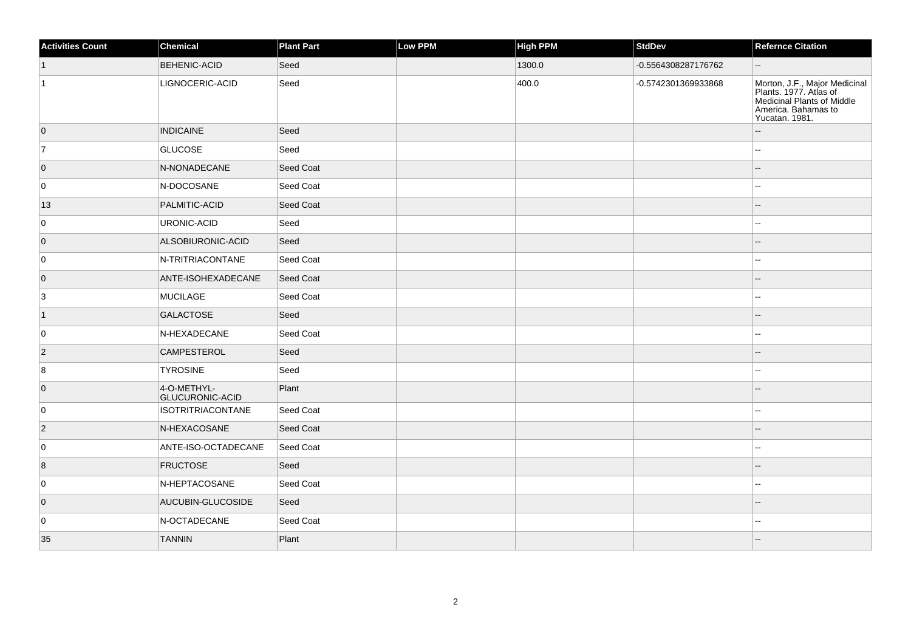| Activities Count | Chemical | Plant Part | Low PPM | High PPM | StdDev | Refernce Citation |
| --- | --- | --- | --- | --- | --- | --- |
| 1 | BEHENIC-ACID | Seed | | 1300.0 | -0.5564308287176762 | -- |
| 1 | LIGNOCERIC-ACID | Seed | | 400.0 | -0.5742301369933868 | Morton, J.F., Major Medicinal Plants. 1977. Atlas of Medicinal Plants of Middle America. Bahamas to Yucatan. 1981. |
| 0 | INDICAINE | Seed | | | | -- |
| 7 | GLUCOSE | Seed | | | | -- |
| 0 | N-NONADECANE | Seed Coat | | | | -- |
| 0 | N-DOCOSANE | Seed Coat | | | | -- |
| 13 | PALMITIC-ACID | Seed Coat | | | | -- |
| 0 | URONIC-ACID | Seed | | | | -- |
| 0 | ALSOBIURONIC-ACID | Seed | | | | -- |
| 0 | N-TRITRIACONTANE | Seed Coat | | | | -- |
| 0 | ANTE-ISOHEXADECANE | Seed Coat | | | | -- |
| 3 | MUCILAGE | Seed Coat | | | | -- |
| 1 | GALACTOSE | Seed | | | | -- |
| 0 | N-HEXADECANE | Seed Coat | | | | -- |
| 2 | CAMPESTEROL | Seed | | | | -- |
| 8 | TYROSINE | Seed | | | | -- |
| 0 | 4-O-METHYL-GLUCURONIC-ACID | Plant | | | | -- |
| 0 | ISOTRITRIACONTANE | Seed Coat | | | | -- |
| 2 | N-HEXACOSANE | Seed Coat | | | | -- |
| 0 | ANTE-ISO-OCTADECANE | Seed Coat | | | | -- |
| 8 | FRUCTOSE | Seed | | | | -- |
| 0 | N-HEPTACOSANE | Seed Coat | | | | -- |
| 0 | AUCUBIN-GLUCOSIDE | Seed | | | | -- |
| 0 | N-OCTADECANE | Seed Coat | | | | -- |
| 35 | TANNIN | Plant | | | | -- |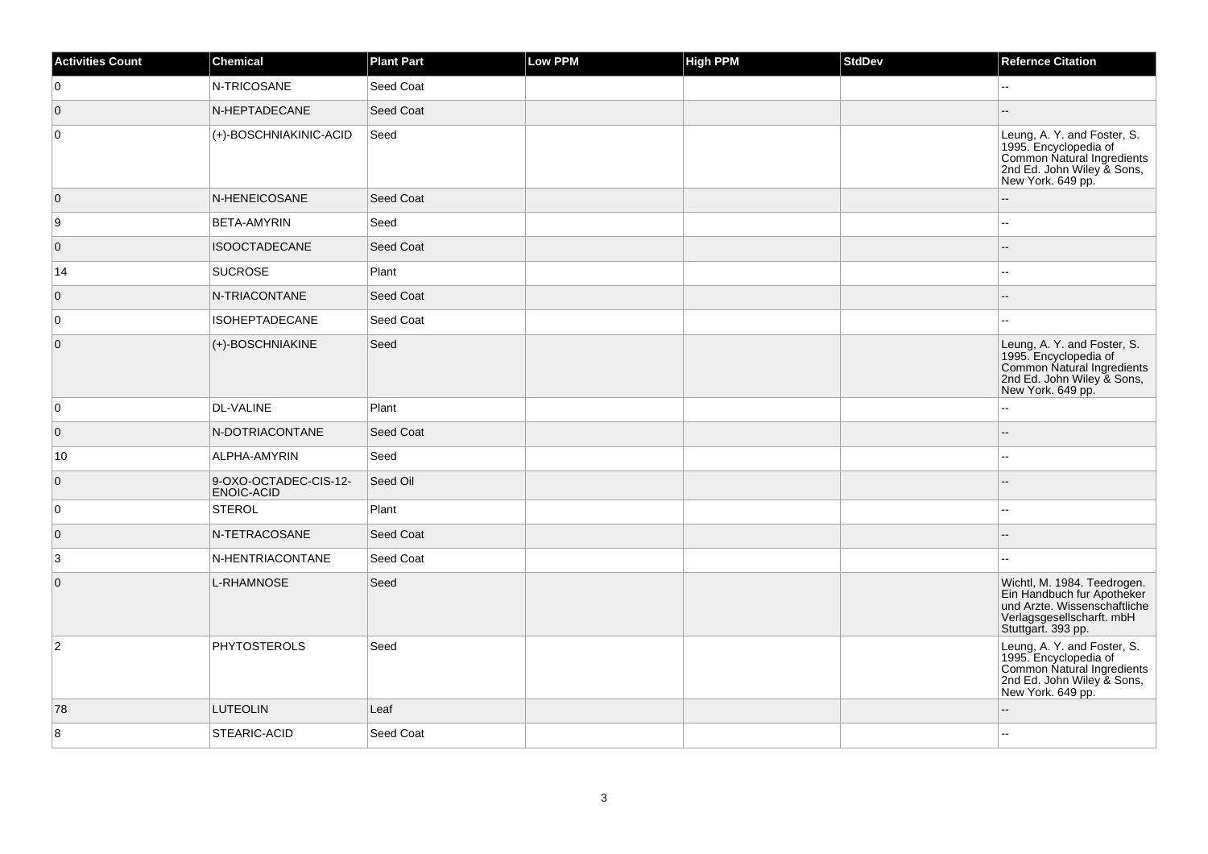| Activities Count | Chemical | Plant Part | Low PPM | High PPM | StdDev | Refernce Citation |
|---|---|---|---|---|---|---|
| 0 | N-TRICOSANE | Seed Coat | | | | -- |
| 0 | N-HEPTADECANE | Seed Coat | | | | -- |
| 0 | (+)-BOSCHNIAKINIC-ACID | Seed | | | | Leung, A. Y. and Foster, S. 1995. Encyclopedia of Common Natural Ingredients 2nd Ed. John Wiley & Sons, New York. 649 pp. |
| 0 | N-HENEICOSANE | Seed Coat | | | | -- |
| 9 | BETA-AMYRIN | Seed | | | | -- |
| 0 | ISOOCTADECANE | Seed Coat | | | | -- |
| 14 | SUCROSE | Plant | | | | -- |
| 0 | N-TRIACONTANE | Seed Coat | | | | -- |
| 0 | ISOHEPTADECANE | Seed Coat | | | | -- |
| 0 | (+)-BOSCHNIAKINE | Seed | | | | Leung, A. Y. and Foster, S. 1995. Encyclopedia of Common Natural Ingredients 2nd Ed. John Wiley & Sons, New York. 649 pp. |
| 0 | DL-VALINE | Plant | | | | -- |
| 0 | N-DOTRIACONTANE | Seed Coat | | | | -- |
| 10 | ALPHA-AMYRIN | Seed | | | | -- |
| 0 | 9-OXO-OCTADEC-CIS-12-ENOIC-ACID | Seed Oil | | | | -- |
| 0 | STEROL | Plant | | | | -- |
| 0 | N-TETRACOSANE | Seed Coat | | | | -- |
| 3 | N-HENTRIACONTANE | Seed Coat | | | | -- |
| 0 | L-RHAMNOSE | Seed | | | | Wichtl, M. 1984. Teedrogen. Ein Handbuch fur Apotheker und Arzte. Wissenschaftliche Verlagsgesellscharft. mbH Stuttgart. 393 pp. |
| 2 | PHYTOSTEROLS | Seed | | | | Leung, A. Y. and Foster, S. 1995. Encyclopedia of Common Natural Ingredients 2nd Ed. John Wiley & Sons, New York. 649 pp. |
| 78 | LUTEOLIN | Leaf | | | | -- |
| 8 | STEARIC-ACID | Seed Coat | | | | -- |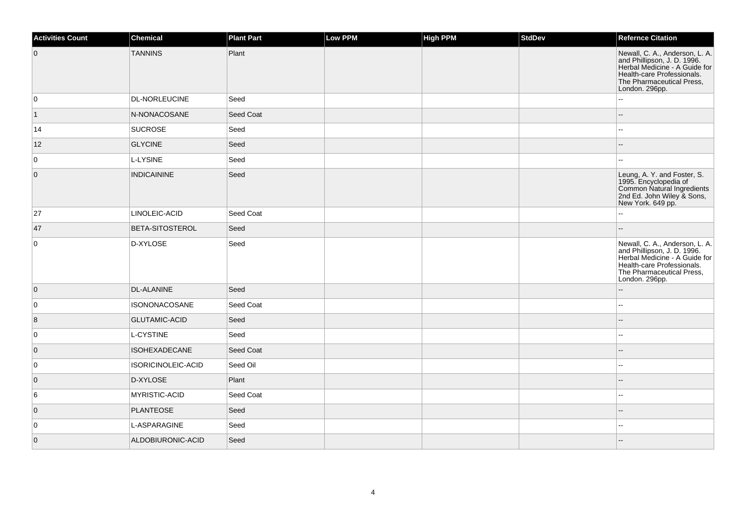| Activities Count | Chemical | Plant Part | Low PPM | High PPM | StdDev | Refernce Citation |
|---|---|---|---|---|---|---|
| 0 | TANNINS | Plant | | | | Newall, C. A., Anderson, L. A. and Phillipson, J. D. 1996. Herbal Medicine - A Guide for Health-care Professionals. The Pharmaceutical Press, London. 296pp. |
| 0 | DL-NORLEUCINE | Seed | | | | -- |
| 1 | N-NONACOSANE | Seed Coat | | | | -- |
| 14 | SUCROSE | Seed | | | | -- |
| 12 | GLYCINE | Seed | | | | -- |
| 0 | L-LYSINE | Seed | | | | -- |
| 0 | INDICAININE | Seed | | | | Leung, A. Y. and Foster, S. 1995. Encyclopedia of Common Natural Ingredients 2nd Ed. John Wiley & Sons, New York. 649 pp. |
| 27 | LINOLEIC-ACID | Seed Coat | | | | -- |
| 47 | BETA-SITOSTEROL | Seed | | | | -- |
| 0 | D-XYLOSE | Seed | | | | Newall, C. A., Anderson, L. A. and Phillipson, J. D. 1996. Herbal Medicine - A Guide for Health-care Professionals. The Pharmaceutical Press, London. 296pp. |
| 0 | DL-ALANINE | Seed | | | | -- |
| 0 | ISONONACOSANE | Seed Coat | | | | -- |
| 8 | GLUTAMIC-ACID | Seed | | | | -- |
| 0 | L-CYSTINE | Seed | | | | -- |
| 0 | ISOHEXADECANE | Seed Coat | | | | -- |
| 0 | ISORICINOLEIC-ACID | Seed Oil | | | | -- |
| 0 | D-XYLOSE | Plant | | | | -- |
| 6 | MYRISTIC-ACID | Seed Coat | | | | -- |
| 0 | PLANTEOSE | Seed | | | | -- |
| 0 | L-ASPARAGINE | Seed | | | | -- |
| 0 | ALDOBIURONIC-ACID | Seed | | | | -- |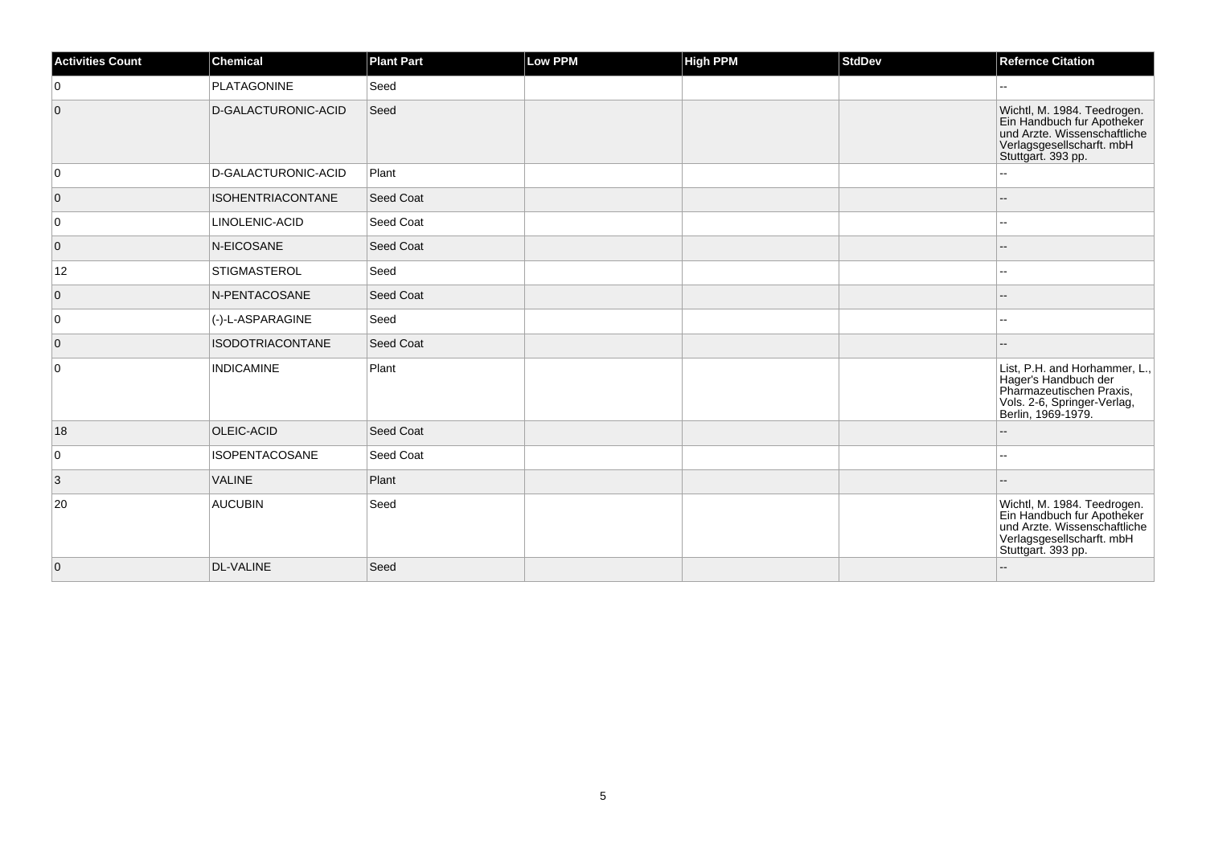| Activities Count | Chemical | Plant Part | Low PPM | High PPM | StdDev | Refernce Citation |
|---|---|---|---|---|---|---|
| 0 | PLATAGONINE | Seed | | | | -- |
| 0 | D-GALACTURONIC-ACID | Seed | | | | Wichtl, M. 1984. Teedrogen. Ein Handbuch fur Apotheker und Arzte. Wissenschaftliche Verlagsgesellscharft. mbH Stuttgart. 393 pp. |
| 0 | D-GALACTURONIC-ACID | Plant | | | | -- |
| 0 | ISOHENTRIACONTANE | Seed Coat | | | | -- |
| 0 | LINOLENIC-ACID | Seed Coat | | | | -- |
| 0 | N-EICOSANE | Seed Coat | | | | -- |
| 12 | STIGMASTEROL | Seed | | | | -- |
| 0 | N-PENTACOSANE | Seed Coat | | | | -- |
| 0 | (-)-L-ASPARAGINE | Seed | | | | -- |
| 0 | ISODOTRIACONTANE | Seed Coat | | | | -- |
| 0 | INDICAMINE | Plant | | | | List, P.H. and Horhammer, L., Hager's Handbuch der Pharmazeutischen Praxis, Vols. 2-6, Springer-Verlag, Berlin, 1969-1979. |
| 18 | OLEIC-ACID | Seed Coat | | | | -- |
| 0 | ISOPENTACOSANE | Seed Coat | | | | -- |
| 3 | VALINE | Plant | | | | -- |
| 20 | AUCUBIN | Seed | | | | Wichtl, M. 1984. Teedrogen. Ein Handbuch fur Apotheker und Arzte. Wissenschaftliche Verlagsgesellscharft. mbH Stuttgart. 393 pp. |
| 0 | DL-VALINE | Seed | | | | -- |